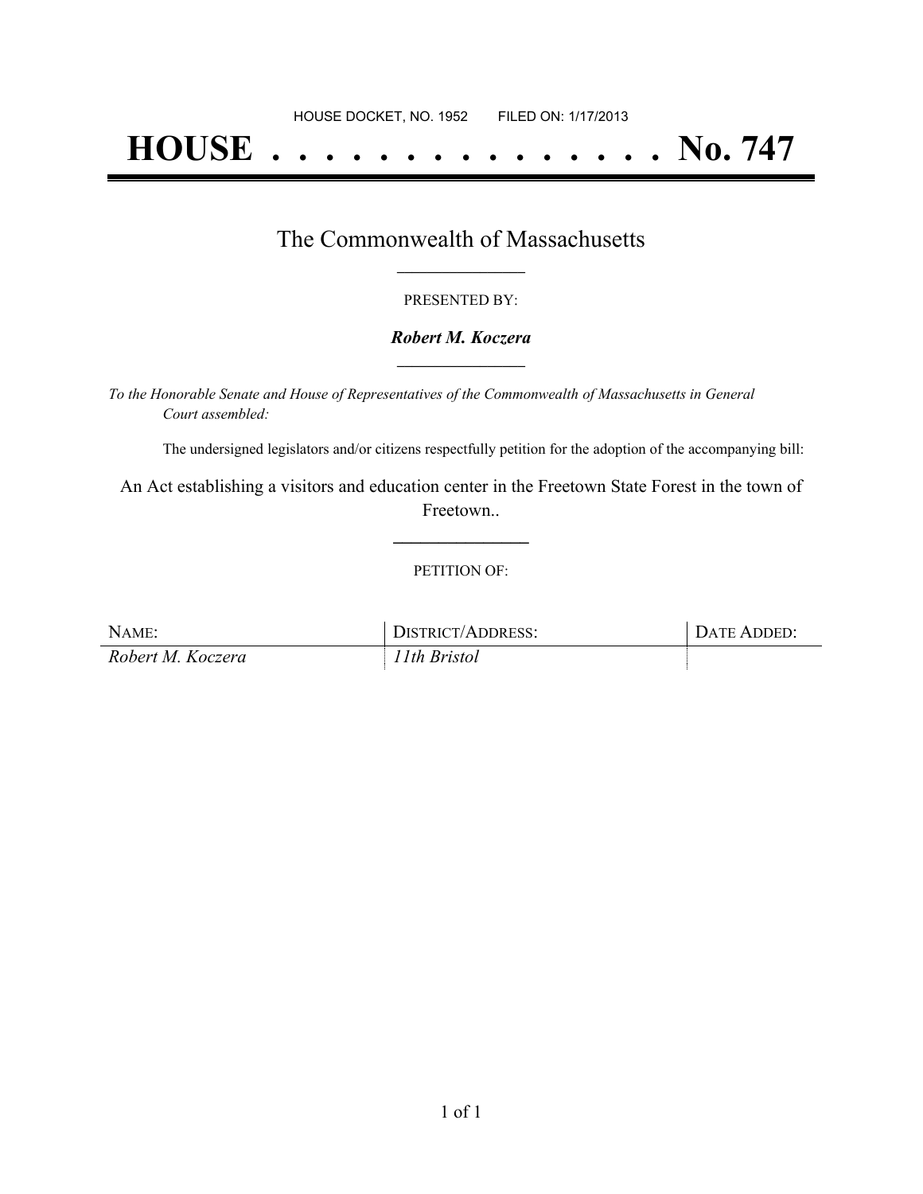HOUSE DOCKET, NO. 1952        FILED ON: 1/17/2013

# HOUSE . . . . . . . . . . . . . . . No. 747

## The Commonwealth of Massachusetts

PRESENTED BY:

***Robert M. Koczera***

*To the Honorable Senate and House of Representatives of the Commonwealth of Massachusetts in General Court assembled:*

The undersigned legislators and/or citizens respectfully petition for the adoption of the accompanying bill:

An Act establishing a visitors and education center in the Freetown State Forest in the town of Freetown..

PETITION OF:

| NAME: | DISTRICT/ADDRESS: | DATE ADDED: |
| --- | --- | --- |
| *Robert M. Koczera* | *11th Bristol* | |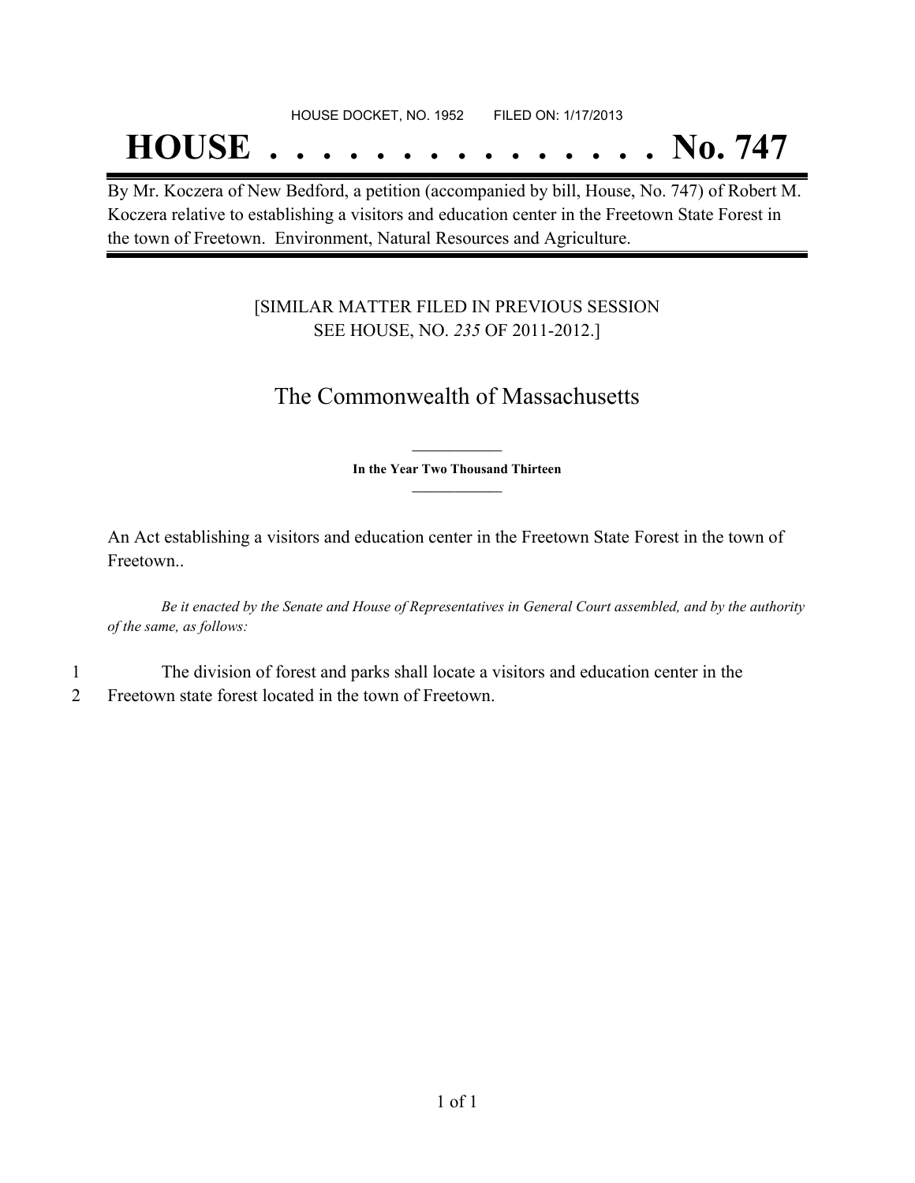HOUSE DOCKET, NO. 1952 FILED ON: 1/17/2013

# HOUSE . . . . . . . . . . . . . . . No. 747

By Mr. Koczera of New Bedford, a petition (accompanied by bill, House, No. 747) of Robert M. Koczera relative to establishing a visitors and education center in the Freetown State Forest in the town of Freetown. Environment, Natural Resources and Agriculture.

[SIMILAR MATTER FILED IN PREVIOUS SESSION SEE HOUSE, NO. *235* OF 2011-2012.]

## The Commonwealth of Massachusetts

**In the Year Two Thousand Thirteen**

An Act establishing a visitors and education center in the Freetown State Forest in the town of Freetown..

*Be it enacted by the Senate and House of Representatives in General Court assembled, and by the authority of the same, as follows:*

1 The division of forest and parks shall locate a visitors and education center in the
2 Freetown state forest located in the town of Freetown.